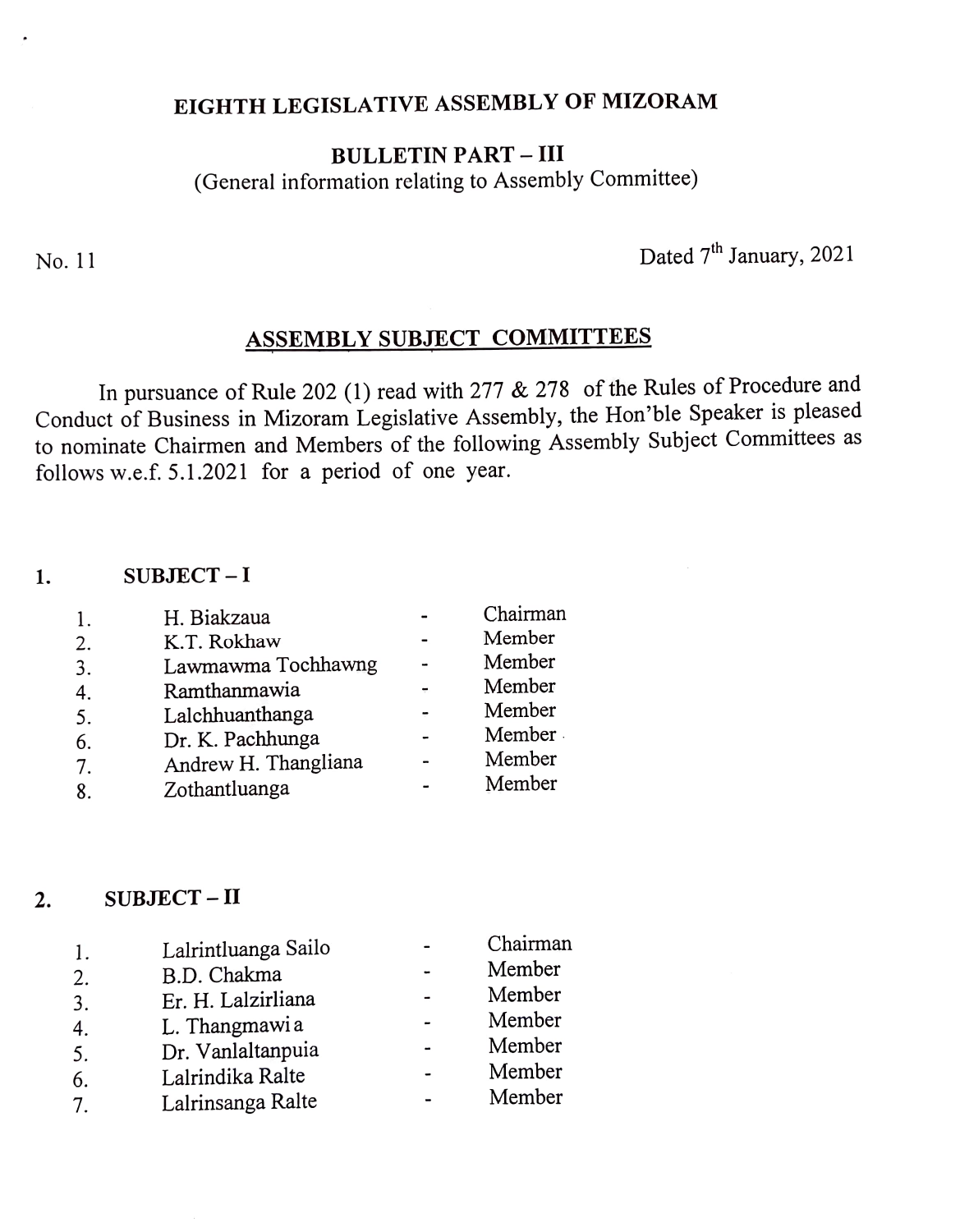# EIGHTH LEGISLATIVE ASSEMBLY OF MIZORAM

## BULLETIN PART – III

(General information relating to Assembly Committee)

No. 11 Dated 7th January, 2021

## ASSEMBLY SUBJECT COMMITTEES

In pursuance of Rule 202 (1) read with 277 & 278 of the Rules of Procedure and Conduct of Business in Mizoram Legislative Assembly, the Hon'ble Speaker is pleased to nominate Chairmen and Members of the following Assembly Subject Committees as follows w.e.f. 5.1.2021 for a period of one year.

### 1. SUBJECT – I

1. H. Biakzaua - Chairman
2. K.T. Rokhaw - Member
3. Lawmawma Tochhawng - Member
4. Ramthanmawia - Member
5. Lalchhuanthanga - Member
6. Dr. K. Pachhunga - Member
7. Andrew H. Thangliana - Member
8. Zothantluanga - Member

### 2. SUBJECT – II

1. Lalrintluanga Sailo - Chairman
2. B.D. Chakma - Member
3. Er. H. Lalzirliana - Member
4. L. Thangmawia - Member
5. Dr. Vanlaltanpuia - Member
6. Lalrindika Ralte - Member
7. Lalrinsanga Ralte - Member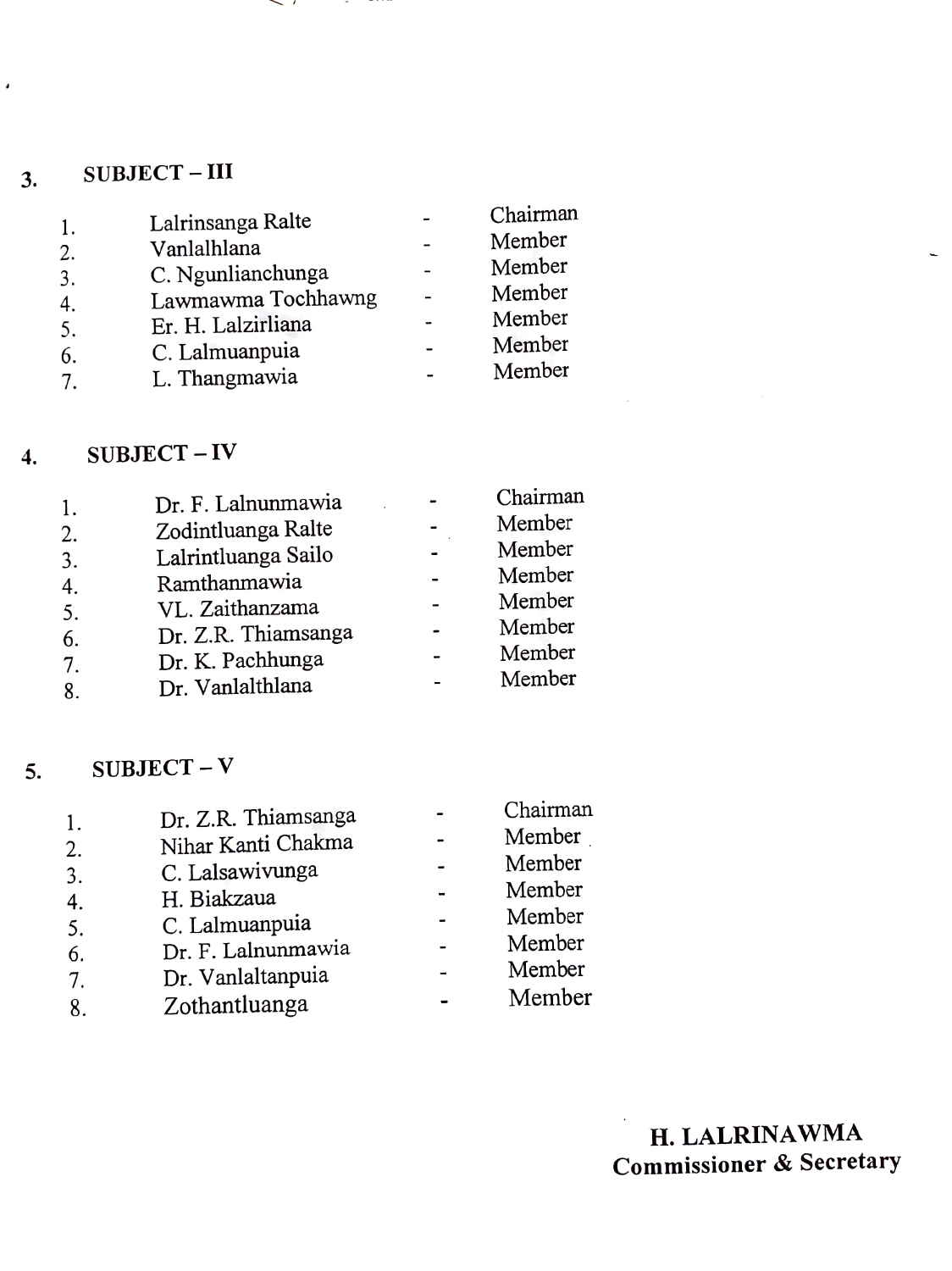### 3. SUBJECT – III

| | | | |
|---|---|---|---|
| 1. | Lalrinsanga Ralte | - | Chairman |
| 2. | Vanlalhlana | - | Member |
| 3. | C. Ngunlianchunga | - | Member |
| 4. | Lawmawma Tochhawng | - | Member |
| 5. | Er. H. Lalzirliana | - | Member |
| 6. | C. Lalmuanpuia | - | Member |
| 7. | L. Thangmawia | - | Member |

### 4. SUBJECT – IV

| | | | |
|---|---|---|---|
| 1. | Dr. F. Lalnunmawia | - | Chairman |
| 2. | Zodintluanga Ralte | - | Member |
| 3. | Lalrintluanga Sailo | - | Member |
| 4. | Ramthanmawia | - | Member |
| 5. | VL. Zaithanzama | - | Member |
| 6. | Dr. Z.R. Thiamsanga | - | Member |
| 7. | Dr. K. Pachhunga | - | Member |
| 8. | Dr. Vanlalthlana | - | Member |

### 5. SUBJECT – V

| | | | |
|---|---|---|---|
| 1. | Dr. Z.R. Thiamsanga | - | Chairman |
| 2. | Nihar Kanti Chakma | - | Member |
| 3. | C. Lalsawivunga | - | Member |
| 4. | H. Biakzaua | - | Member |
| 5. | C. Lalmuanpuia | - | Member |
| 6. | Dr. F. Lalnunmawia | - | Member |
| 7. | Dr. Vanlaltanpuia | - | Member |
| 8. | Zothantluanga | - | Member |

**H. LALRINAWMA**
**Commissioner & Secretary**